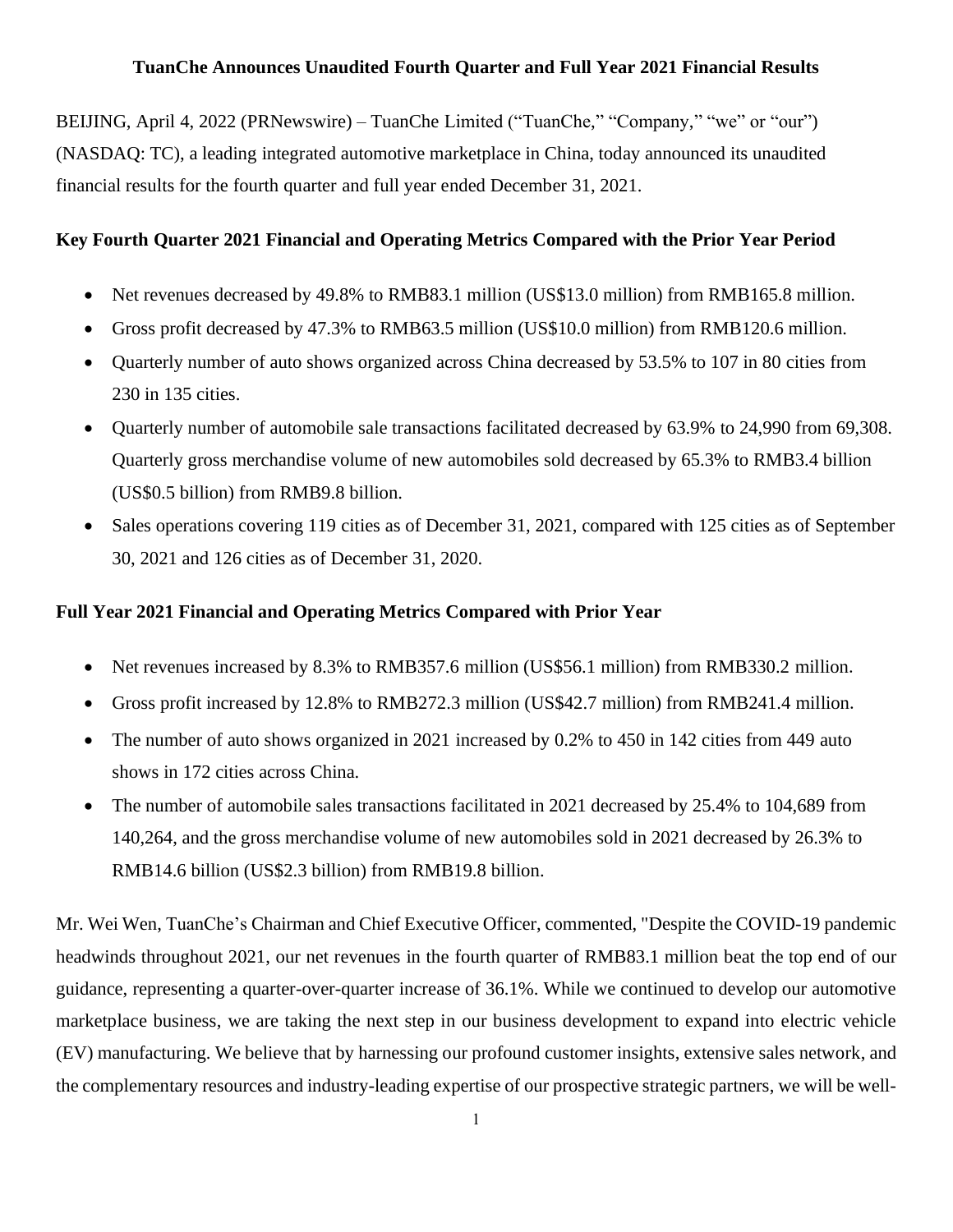# TuanChe Announces Unaudited Fourth Quarter and Full Year 2021 Financial Results

BEIJING, April 4, 2022 (PRNewswire) – TuanChe Limited ("TuanChe," "Company," "we" or "our") (NASDAQ: TC), a leading integrated automotive marketplace in China, today announced its unaudited financial results for the fourth quarter and full year ended December 31, 2021.

## Key Fourth Quarter 2021 Financial and Operating Metrics Compared with the Prior Year Period

- Net revenues decreased by 49.8% to RMB83.1 million (US$13.0 million) from RMB165.8 million.
- Gross profit decreased by 47.3% to RMB63.5 million (US$10.0 million) from RMB120.6 million.
- Quarterly number of auto shows organized across China decreased by 53.5% to 107 in 80 cities from 230 in 135 cities.
- Quarterly number of automobile sale transactions facilitated decreased by 63.9% to 24,990 from 69,308. Quarterly gross merchandise volume of new automobiles sold decreased by 65.3% to RMB3.4 billion (US$0.5 billion) from RMB9.8 billion.
- Sales operations covering 119 cities as of December 31, 2021, compared with 125 cities as of September 30, 2021 and 126 cities as of December 31, 2020.

## Full Year 2021 Financial and Operating Metrics Compared with Prior Year

- Net revenues increased by 8.3% to RMB357.6 million (US$56.1 million) from RMB330.2 million.
- Gross profit increased by 12.8% to RMB272.3 million (US$42.7 million) from RMB241.4 million.
- The number of auto shows organized in 2021 increased by 0.2% to 450 in 142 cities from 449 auto shows in 172 cities across China.
- The number of automobile sales transactions facilitated in 2021 decreased by 25.4% to 104,689 from 140,264, and the gross merchandise volume of new automobiles sold in 2021 decreased by 26.3% to RMB14.6 billion (US$2.3 billion) from RMB19.8 billion.

Mr. Wei Wen, TuanChe's Chairman and Chief Executive Officer, commented, "Despite the COVID-19 pandemic headwinds throughout 2021, our net revenues in the fourth quarter of RMB83.1 million beat the top end of our guidance, representing a quarter-over-quarter increase of 36.1%. While we continued to develop our automotive marketplace business, we are taking the next step in our business development to expand into electric vehicle (EV) manufacturing. We believe that by harnessing our profound customer insights, extensive sales network, and the complementary resources and industry-leading expertise of our prospective strategic partners, we will be well-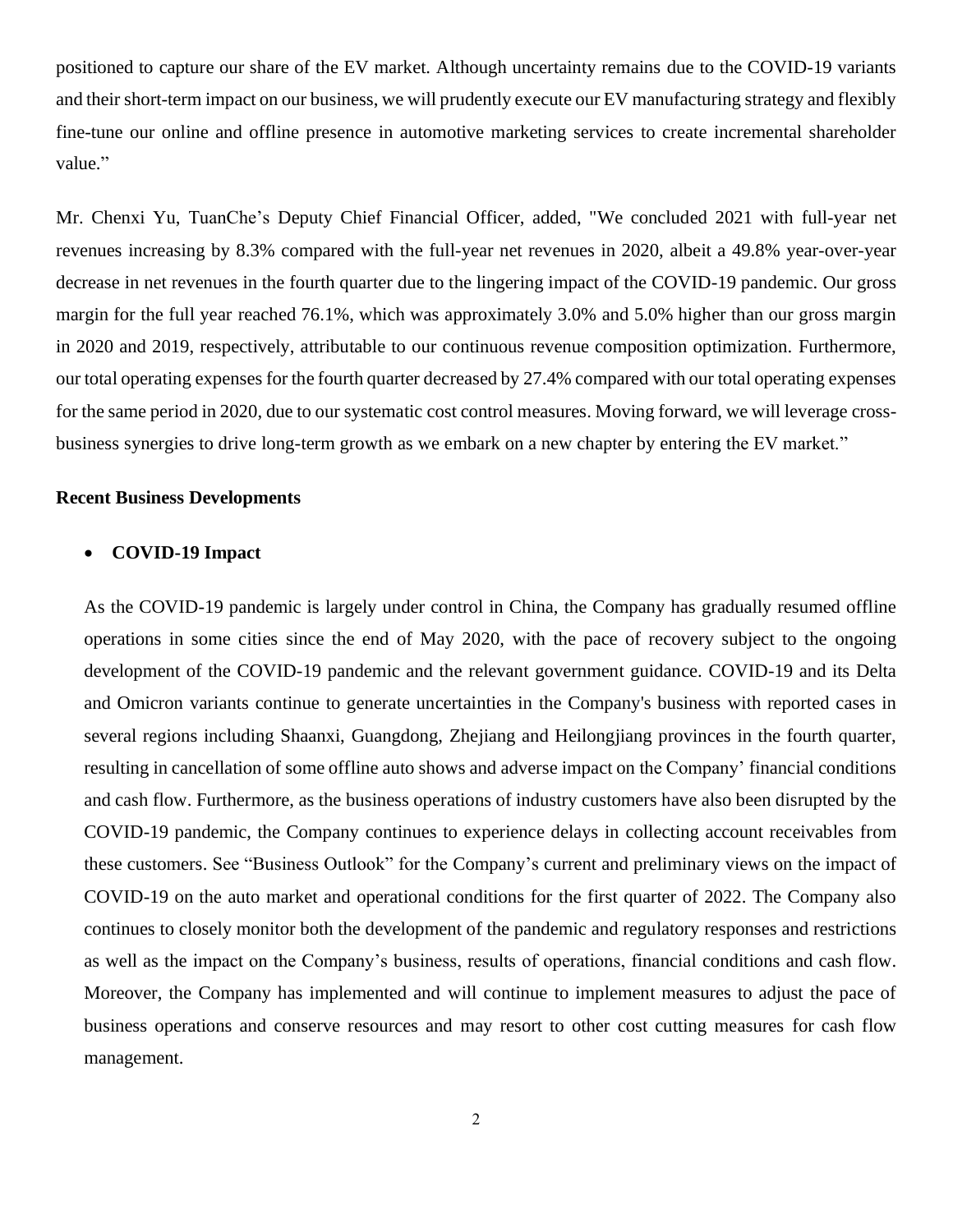positioned to capture our share of the EV market. Although uncertainty remains due to the COVID-19 variants and their short-term impact on our business, we will prudently execute our EV manufacturing strategy and flexibly fine-tune our online and offline presence in automotive marketing services to create incremental shareholder value."

Mr. Chenxi Yu, TuanChe's Deputy Chief Financial Officer, added, "We concluded 2021 with full-year net revenues increasing by 8.3% compared with the full-year net revenues in 2020, albeit a 49.8% year-over-year decrease in net revenues in the fourth quarter due to the lingering impact of the COVID-19 pandemic. Our gross margin for the full year reached 76.1%, which was approximately 3.0% and 5.0% higher than our gross margin in 2020 and 2019, respectively, attributable to our continuous revenue composition optimization. Furthermore, our total operating expenses for the fourth quarter decreased by 27.4% compared with our total operating expenses for the same period in 2020, due to our systematic cost control measures. Moving forward, we will leverage cross-business synergies to drive long-term growth as we embark on a new chapter by entering the EV market."

**Recent Business Developments**

- **COVID-19 Impact**

  As the COVID-19 pandemic is largely under control in China, the Company has gradually resumed offline operations in some cities since the end of May 2020, with the pace of recovery subject to the ongoing development of the COVID-19 pandemic and the relevant government guidance. COVID-19 and its Delta and Omicron variants continue to generate uncertainties in the Company's business with reported cases in several regions including Shaanxi, Guangdong, Zhejiang and Heilongjiang provinces in the fourth quarter, resulting in cancellation of some offline auto shows and adverse impact on the Company' financial conditions and cash flow. Furthermore, as the business operations of industry customers have also been disrupted by the COVID-19 pandemic, the Company continues to experience delays in collecting account receivables from these customers. See "Business Outlook" for the Company's current and preliminary views on the impact of COVID-19 on the auto market and operational conditions for the first quarter of 2022. The Company also continues to closely monitor both the development of the pandemic and regulatory responses and restrictions as well as the impact on the Company's business, results of operations, financial conditions and cash flow. Moreover, the Company has implemented and will continue to implement measures to adjust the pace of business operations and conserve resources and may resort to other cost cutting measures for cash flow management.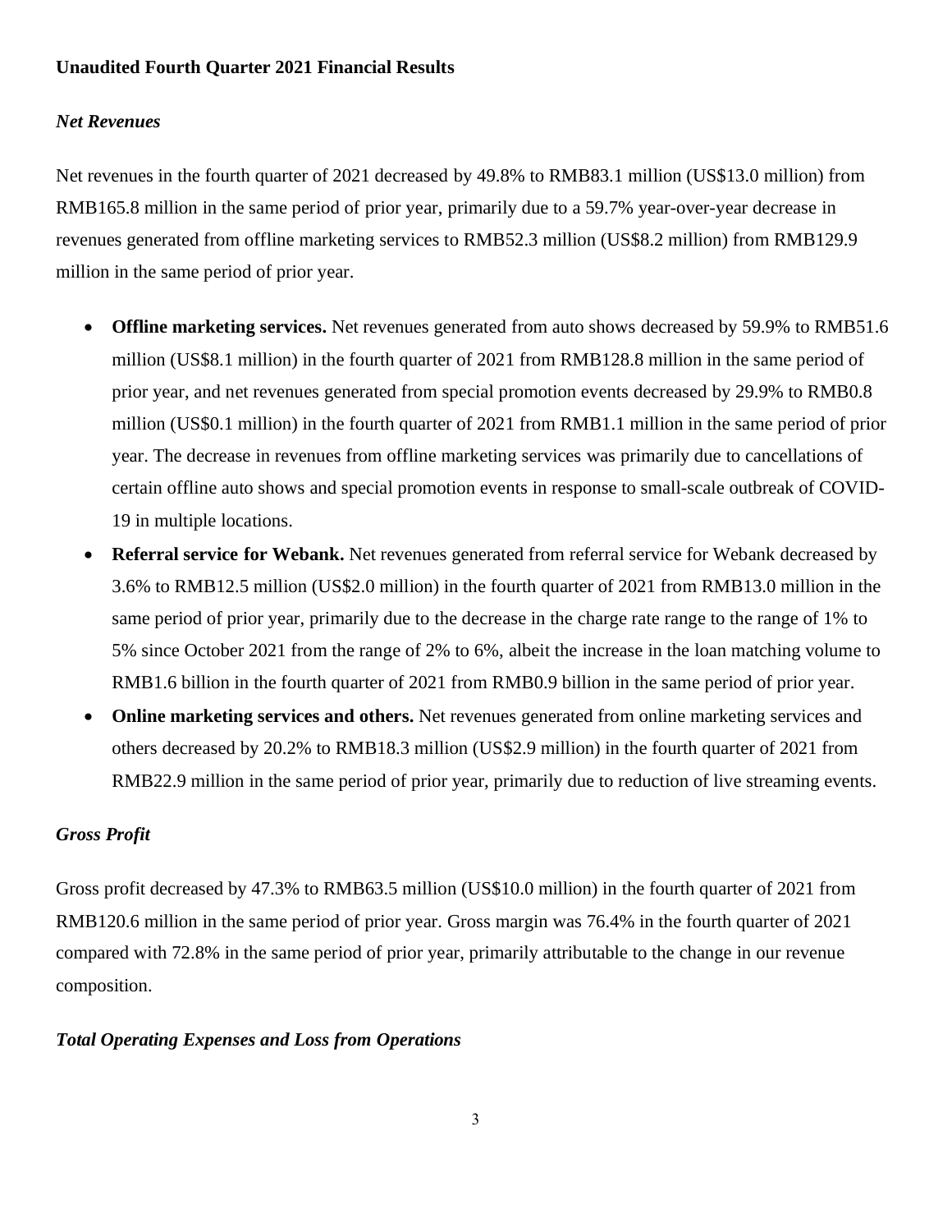**Unaudited Fourth Quarter 2021 Financial Results**

***Net Revenues***

Net revenues in the fourth quarter of 2021 decreased by 49.8% to RMB83.1 million (US$13.0 million) from RMB165.8 million in the same period of prior year, primarily due to a 59.7% year-over-year decrease in revenues generated from offline marketing services to RMB52.3 million (US$8.2 million) from RMB129.9 million in the same period of prior year.

- **Offline marketing services.** Net revenues generated from auto shows decreased by 59.9% to RMB51.6 million (US$8.1 million) in the fourth quarter of 2021 from RMB128.8 million in the same period of prior year, and net revenues generated from special promotion events decreased by 29.9% to RMB0.8 million (US$0.1 million) in the fourth quarter of 2021 from RMB1.1 million in the same period of prior year. The decrease in revenues from offline marketing services was primarily due to cancellations of certain offline auto shows and special promotion events in response to small-scale outbreak of COVID-19 in multiple locations.
- **Referral service for Webank.** Net revenues generated from referral service for Webank decreased by 3.6% to RMB12.5 million (US$2.0 million) in the fourth quarter of 2021 from RMB13.0 million in the same period of prior year, primarily due to the decrease in the charge rate range to the range of 1% to 5% since October 2021 from the range of 2% to 6%, albeit the increase in the loan matching volume to RMB1.6 billion in the fourth quarter of 2021 from RMB0.9 billion in the same period of prior year.
- **Online marketing services and others.** Net revenues generated from online marketing services and others decreased by 20.2% to RMB18.3 million (US$2.9 million) in the fourth quarter of 2021 from RMB22.9 million in the same period of prior year, primarily due to reduction of live streaming events.

***Gross Profit***

Gross profit decreased by 47.3% to RMB63.5 million (US$10.0 million) in the fourth quarter of 2021 from RMB120.6 million in the same period of prior year. Gross margin was 76.4% in the fourth quarter of 2021 compared with 72.8% in the same period of prior year, primarily attributable to the change in our revenue composition.

***Total Operating Expenses and Loss from Operations***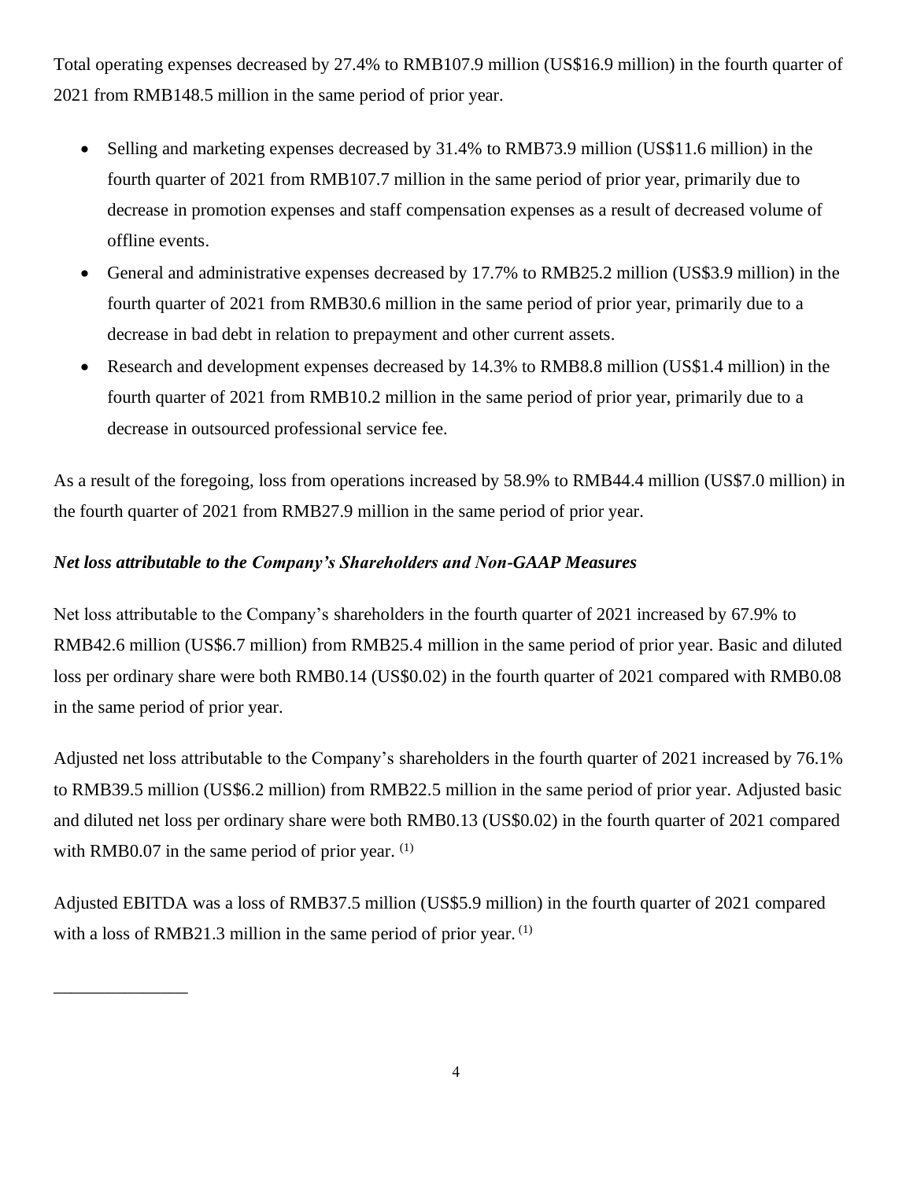Total operating expenses decreased by 27.4% to RMB107.9 million (US$16.9 million) in the fourth quarter of 2021 from RMB148.5 million in the same period of prior year.

- Selling and marketing expenses decreased by 31.4% to RMB73.9 million (US$11.6 million) in the fourth quarter of 2021 from RMB107.7 million in the same period of prior year, primarily due to decrease in promotion expenses and staff compensation expenses as a result of decreased volume of offline events.
- General and administrative expenses decreased by 17.7% to RMB25.2 million (US$3.9 million) in the fourth quarter of 2021 from RMB30.6 million in the same period of prior year, primarily due to a decrease in bad debt in relation to prepayment and other current assets.
- Research and development expenses decreased by 14.3% to RMB8.8 million (US$1.4 million) in the fourth quarter of 2021 from RMB10.2 million in the same period of prior year, primarily due to a decrease in outsourced professional service fee.

As a result of the foregoing, loss from operations increased by 58.9% to RMB44.4 million (US$7.0 million) in the fourth quarter of 2021 from RMB27.9 million in the same period of prior year.

***Net loss attributable to the Company's Shareholders and Non-GAAP Measures***

Net loss attributable to the Company's shareholders in the fourth quarter of 2021 increased by 67.9% to RMB42.6 million (US$6.7 million) from RMB25.4 million in the same period of prior year. Basic and diluted loss per ordinary share were both RMB0.14 (US$0.02) in the fourth quarter of 2021 compared with RMB0.08 in the same period of prior year.

Adjusted net loss attributable to the Company's shareholders in the fourth quarter of 2021 increased by 76.1% to RMB39.5 million (US$6.2 million) from RMB22.5 million in the same period of prior year. Adjusted basic and diluted net loss per ordinary share were both RMB0.13 (US$0.02) in the fourth quarter of 2021 compared with RMB0.07 in the same period of prior year. (1)

Adjusted EBITDA was a loss of RMB37.5 million (US$5.9 million) in the fourth quarter of 2021 compared with a loss of RMB21.3 million in the same period of prior year. (1)

---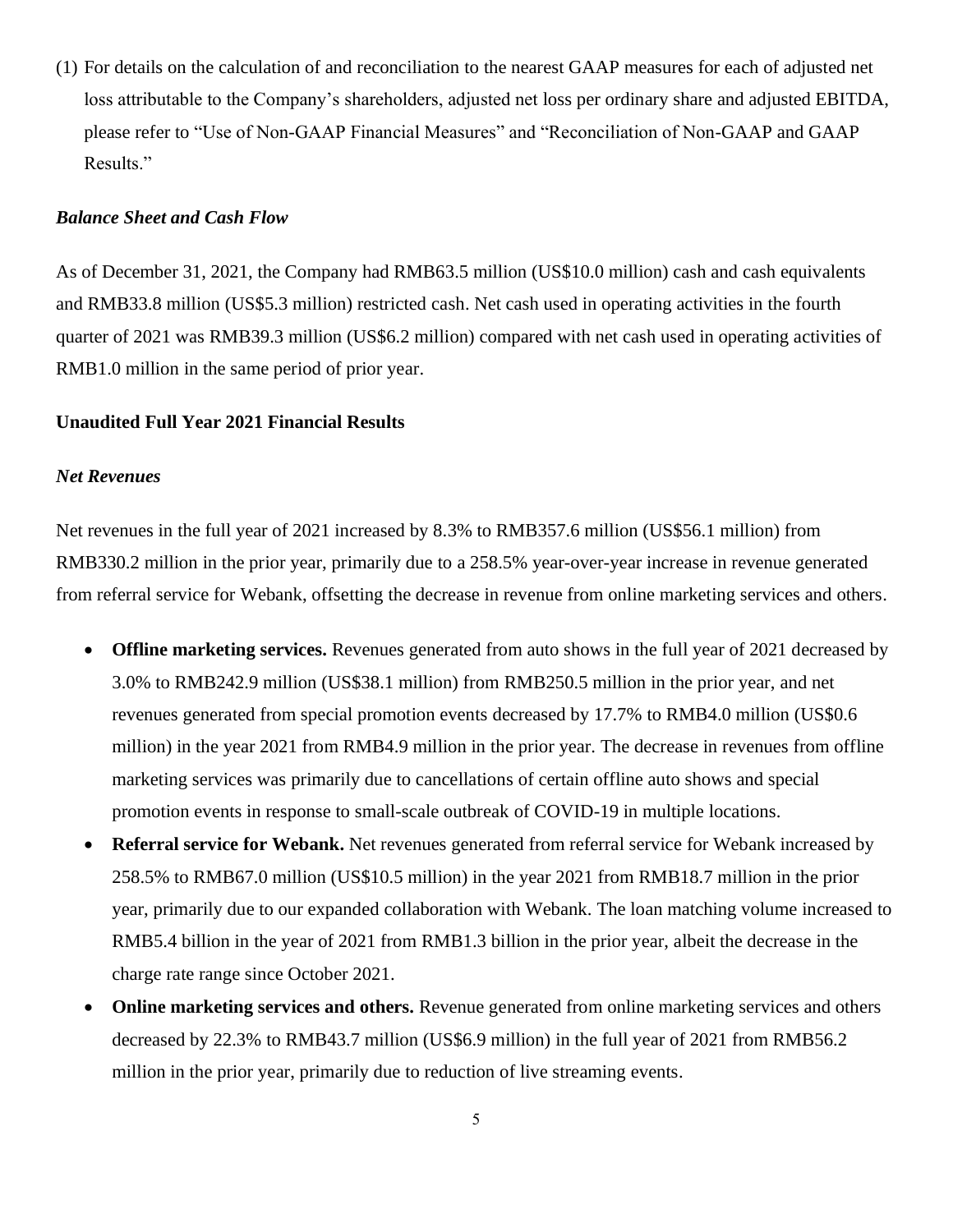(1) For details on the calculation of and reconciliation to the nearest GAAP measures for each of adjusted net loss attributable to the Company's shareholders, adjusted net loss per ordinary share and adjusted EBITDA, please refer to "Use of Non-GAAP Financial Measures" and "Reconciliation of Non-GAAP and GAAP Results."

***Balance Sheet and Cash Flow***

As of December 31, 2021, the Company had RMB63.5 million (US$10.0 million) cash and cash equivalents and RMB33.8 million (US$5.3 million) restricted cash. Net cash used in operating activities in the fourth quarter of 2021 was RMB39.3 million (US$6.2 million) compared with net cash used in operating activities of RMB1.0 million in the same period of prior year.

**Unaudited Full Year 2021 Financial Results**

***Net Revenues***

Net revenues in the full year of 2021 increased by 8.3% to RMB357.6 million (US$56.1 million) from RMB330.2 million in the prior year, primarily due to a 258.5% year-over-year increase in revenue generated from referral service for Webank, offsetting the decrease in revenue from online marketing services and others.

- **Offline marketing services.** Revenues generated from auto shows in the full year of 2021 decreased by 3.0% to RMB242.9 million (US$38.1 million) from RMB250.5 million in the prior year, and net revenues generated from special promotion events decreased by 17.7% to RMB4.0 million (US$0.6 million) in the year 2021 from RMB4.9 million in the prior year. The decrease in revenues from offline marketing services was primarily due to cancellations of certain offline auto shows and special promotion events in response to small-scale outbreak of COVID-19 in multiple locations.
- **Referral service for Webank.** Net revenues generated from referral service for Webank increased by 258.5% to RMB67.0 million (US$10.5 million) in the year 2021 from RMB18.7 million in the prior year, primarily due to our expanded collaboration with Webank. The loan matching volume increased to RMB5.4 billion in the year of 2021 from RMB1.3 billion in the prior year, albeit the decrease in the charge rate range since October 2021.
- **Online marketing services and others.** Revenue generated from online marketing services and others decreased by 22.3% to RMB43.7 million (US$6.9 million) in the full year of 2021 from RMB56.2 million in the prior year, primarily due to reduction of live streaming events.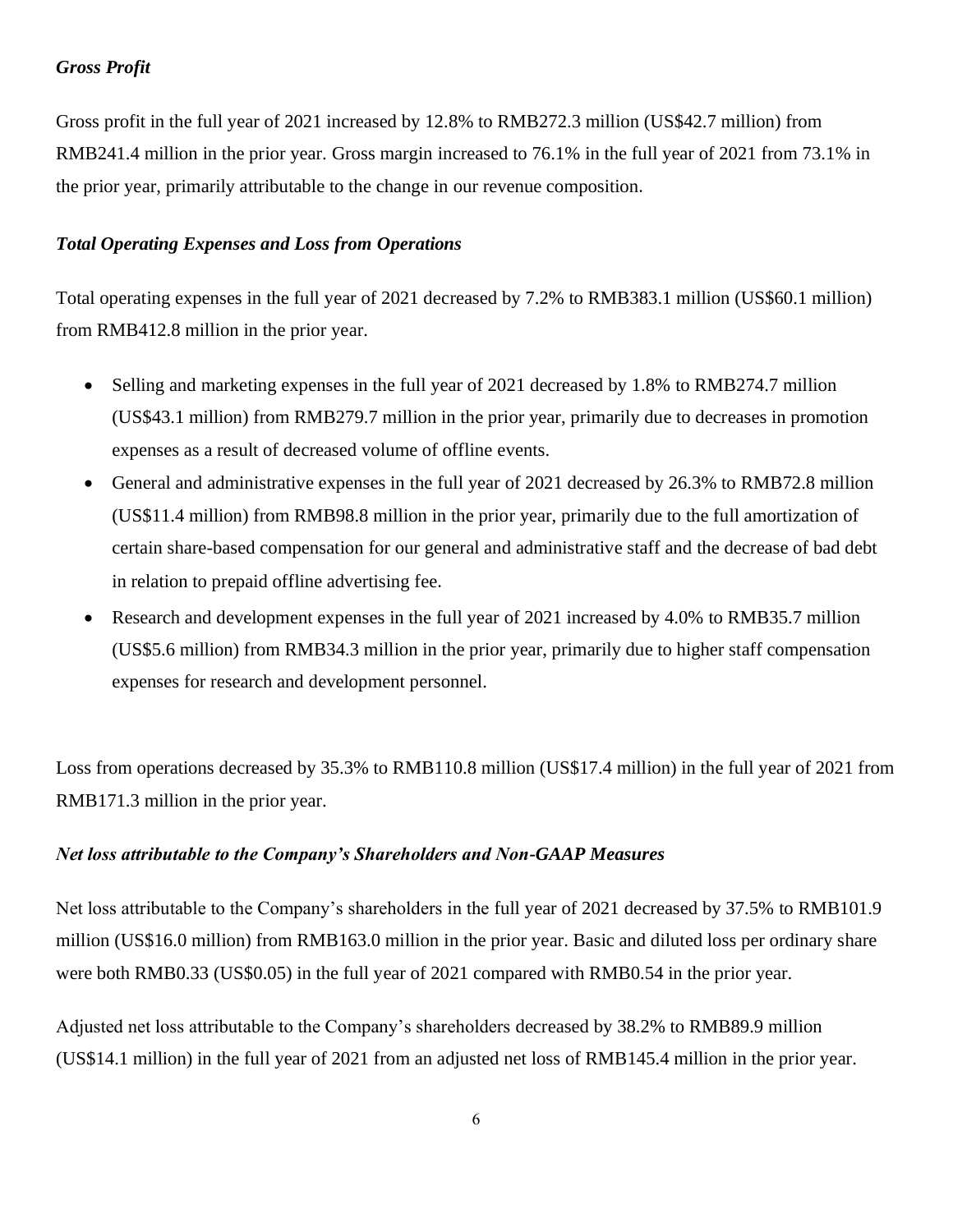***Gross Profit***

Gross profit in the full year of 2021 increased by 12.8% to RMB272.3 million (US$42.7 million) from RMB241.4 million in the prior year. Gross margin increased to 76.1% in the full year of 2021 from 73.1% in the prior year, primarily attributable to the change in our revenue composition.

***Total Operating Expenses and Loss from Operations***

Total operating expenses in the full year of 2021 decreased by 7.2% to RMB383.1 million (US$60.1 million) from RMB412.8 million in the prior year.

- Selling and marketing expenses in the full year of 2021 decreased by 1.8% to RMB274.7 million (US$43.1 million) from RMB279.7 million in the prior year, primarily due to decreases in promotion expenses as a result of decreased volume of offline events.
- General and administrative expenses in the full year of 2021 decreased by 26.3% to RMB72.8 million (US$11.4 million) from RMB98.8 million in the prior year, primarily due to the full amortization of certain share-based compensation for our general and administrative staff and the decrease of bad debt in relation to prepaid offline advertising fee.
- Research and development expenses in the full year of 2021 increased by 4.0% to RMB35.7 million (US$5.6 million) from RMB34.3 million in the prior year, primarily due to higher staff compensation expenses for research and development personnel.

Loss from operations decreased by 35.3% to RMB110.8 million (US$17.4 million) in the full year of 2021 from RMB171.3 million in the prior year.

***Net loss attributable to the Company's Shareholders and Non-GAAP Measures***

Net loss attributable to the Company's shareholders in the full year of 2021 decreased by 37.5% to RMB101.9 million (US$16.0 million) from RMB163.0 million in the prior year. Basic and diluted loss per ordinary share were both RMB0.33 (US$0.05) in the full year of 2021 compared with RMB0.54 in the prior year.

Adjusted net loss attributable to the Company's shareholders decreased by 38.2% to RMB89.9 million (US$14.1 million) in the full year of 2021 from an adjusted net loss of RMB145.4 million in the prior year.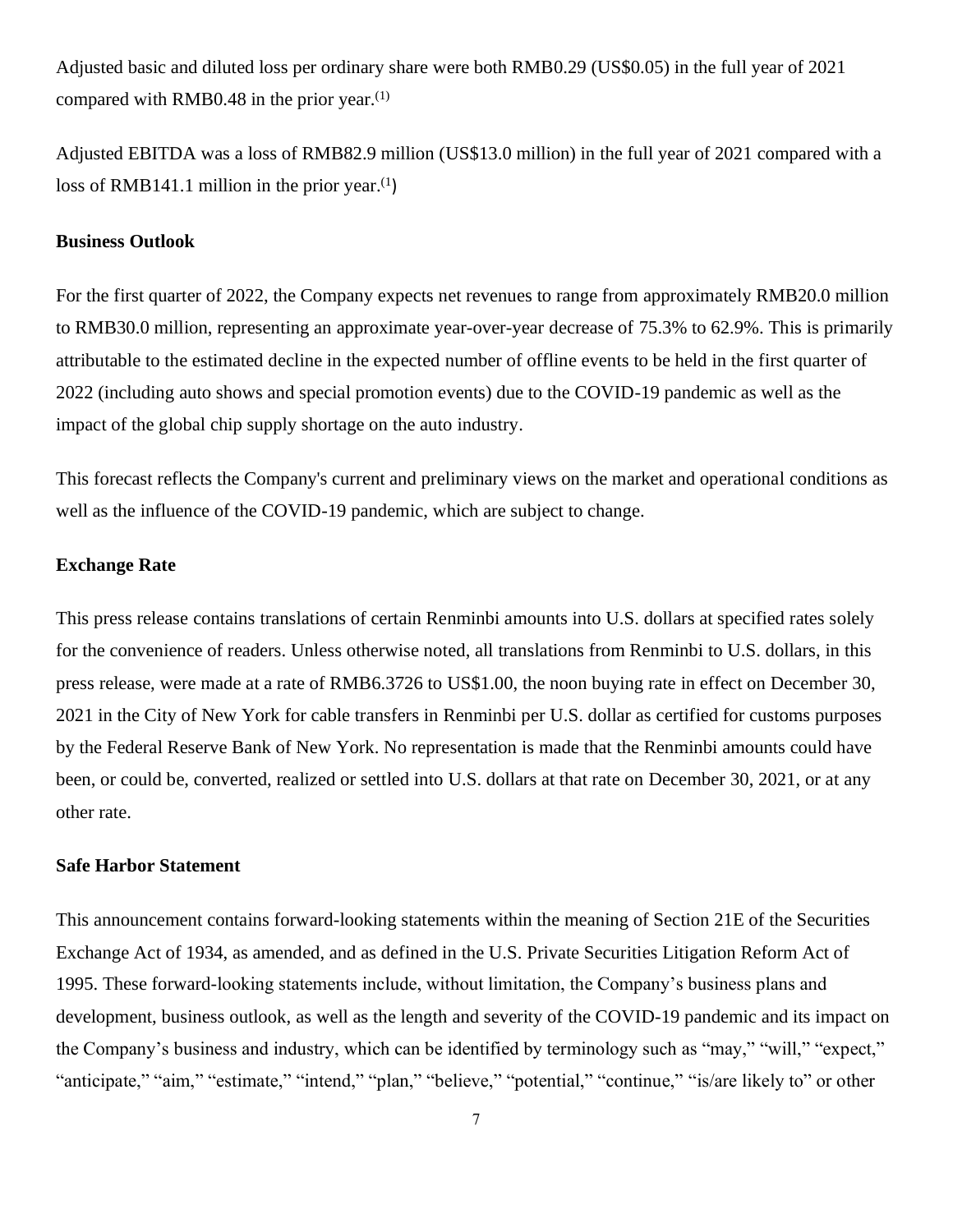Adjusted basic and diluted loss per ordinary share were both RMB0.29 (US$0.05) in the full year of 2021 compared with RMB0.48 in the prior year.[1]

Adjusted EBITDA was a loss of RMB82.9 million (US$13.0 million) in the full year of 2021 compared with a loss of RMB141.1 million in the prior year.[1]

**Business Outlook**

For the first quarter of 2022, the Company expects net revenues to range from approximately RMB20.0 million to RMB30.0 million, representing an approximate year-over-year decrease of 75.3% to 62.9%. This is primarily attributable to the estimated decline in the expected number of offline events to be held in the first quarter of 2022 (including auto shows and special promotion events) due to the COVID-19 pandemic as well as the impact of the global chip supply shortage on the auto industry.

This forecast reflects the Company's current and preliminary views on the market and operational conditions as well as the influence of the COVID-19 pandemic, which are subject to change.

**Exchange Rate**

This press release contains translations of certain Renminbi amounts into U.S. dollars at specified rates solely for the convenience of readers. Unless otherwise noted, all translations from Renminbi to U.S. dollars, in this press release, were made at a rate of RMB6.3726 to US$1.00, the noon buying rate in effect on December 30, 2021 in the City of New York for cable transfers in Renminbi per U.S. dollar as certified for customs purposes by the Federal Reserve Bank of New York. No representation is made that the Renminbi amounts could have been, or could be, converted, realized or settled into U.S. dollars at that rate on December 30, 2021, or at any other rate.

**Safe Harbor Statement**

This announcement contains forward-looking statements within the meaning of Section 21E of the Securities Exchange Act of 1934, as amended, and as defined in the U.S. Private Securities Litigation Reform Act of 1995. These forward-looking statements include, without limitation, the Company's business plans and development, business outlook, as well as the length and severity of the COVID-19 pandemic and its impact on the Company's business and industry, which can be identified by terminology such as "may," "will," "expect," "anticipate," "aim," "estimate," "intend," "plan," "believe," "potential," "continue," "is/are likely to" or other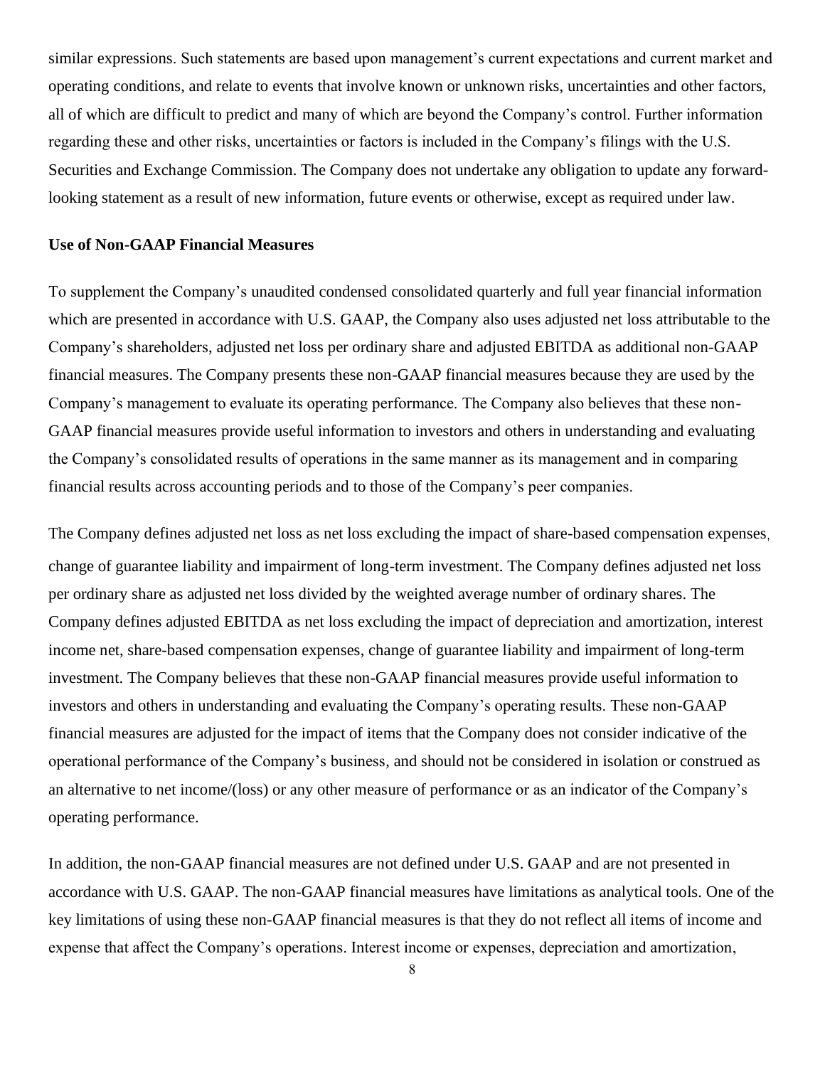similar expressions. Such statements are based upon management's current expectations and current market and operating conditions, and relate to events that involve known or unknown risks, uncertainties and other factors, all of which are difficult to predict and many of which are beyond the Company's control. Further information regarding these and other risks, uncertainties or factors is included in the Company's filings with the U.S. Securities and Exchange Commission. The Company does not undertake any obligation to update any forward-looking statement as a result of new information, future events or otherwise, except as required under law.

**Use of Non-GAAP Financial Measures**

To supplement the Company's unaudited condensed consolidated quarterly and full year financial information which are presented in accordance with U.S. GAAP, the Company also uses adjusted net loss attributable to the Company's shareholders, adjusted net loss per ordinary share and adjusted EBITDA as additional non-GAAP financial measures. The Company presents these non-GAAP financial measures because they are used by the Company's management to evaluate its operating performance. The Company also believes that these non-GAAP financial measures provide useful information to investors and others in understanding and evaluating the Company's consolidated results of operations in the same manner as its management and in comparing financial results across accounting periods and to those of the Company's peer companies.

The Company defines adjusted net loss as net loss excluding the impact of share-based compensation expenses, change of guarantee liability and impairment of long-term investment. The Company defines adjusted net loss per ordinary share as adjusted net loss divided by the weighted average number of ordinary shares. The Company defines adjusted EBITDA as net loss excluding the impact of depreciation and amortization, interest income net, share-based compensation expenses, change of guarantee liability and impairment of long-term investment. The Company believes that these non-GAAP financial measures provide useful information to investors and others in understanding and evaluating the Company's operating results. These non-GAAP financial measures are adjusted for the impact of items that the Company does not consider indicative of the operational performance of the Company's business, and should not be considered in isolation or construed as an alternative to net income/(loss) or any other measure of performance or as an indicator of the Company's operating performance.

In addition, the non-GAAP financial measures are not defined under U.S. GAAP and are not presented in accordance with U.S. GAAP. The non-GAAP financial measures have limitations as analytical tools. One of the key limitations of using these non-GAAP financial measures is that they do not reflect all items of income and expense that affect the Company's operations. Interest income or expenses, depreciation and amortization,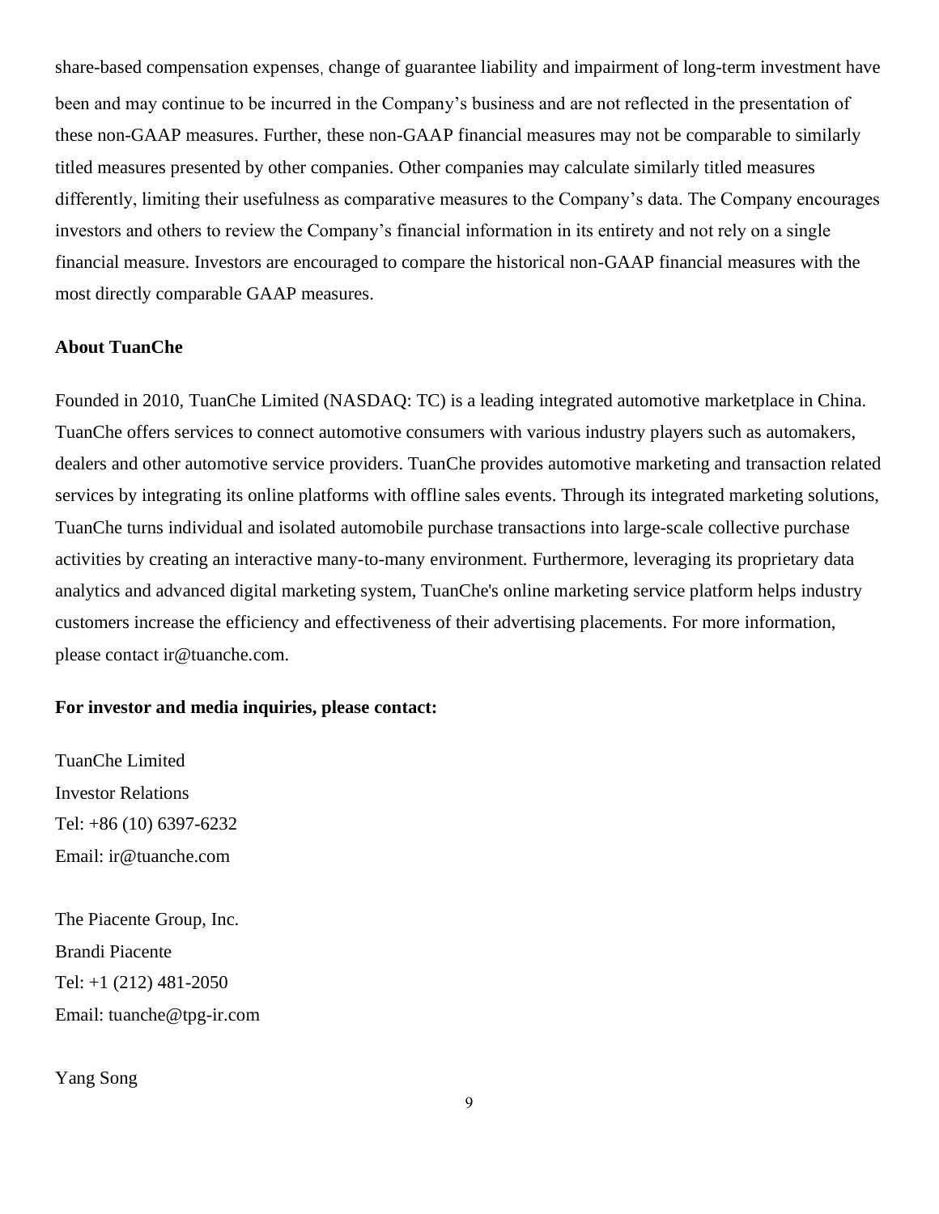share-based compensation expenses, change of guarantee liability and impairment of long-term investment have been and may continue to be incurred in the Company's business and are not reflected in the presentation of these non-GAAP measures. Further, these non-GAAP financial measures may not be comparable to similarly titled measures presented by other companies. Other companies may calculate similarly titled measures differently, limiting their usefulness as comparative measures to the Company's data. The Company encourages investors and others to review the Company's financial information in its entirety and not rely on a single financial measure. Investors are encouraged to compare the historical non-GAAP financial measures with the most directly comparable GAAP measures.

**About TuanChe**

Founded in 2010, TuanChe Limited (NASDAQ: TC) is a leading integrated automotive marketplace in China. TuanChe offers services to connect automotive consumers with various industry players such as automakers, dealers and other automotive service providers. TuanChe provides automotive marketing and transaction related services by integrating its online platforms with offline sales events. Through its integrated marketing solutions, TuanChe turns individual and isolated automobile purchase transactions into large-scale collective purchase activities by creating an interactive many-to-many environment. Furthermore, leveraging its proprietary data analytics and advanced digital marketing system, TuanChe's online marketing service platform helps industry customers increase the efficiency and effectiveness of their advertising placements. For more information, please contact ir@tuanche.com.

**For investor and media inquiries, please contact:**

TuanChe Limited
Investor Relations
Tel: +86 (10) 6397-6232
Email: ir@tuanche.com

The Piacente Group, Inc.
Brandi Piacente
Tel: +1 (212) 481-2050
Email: tuanche@tpg-ir.com

Yang Song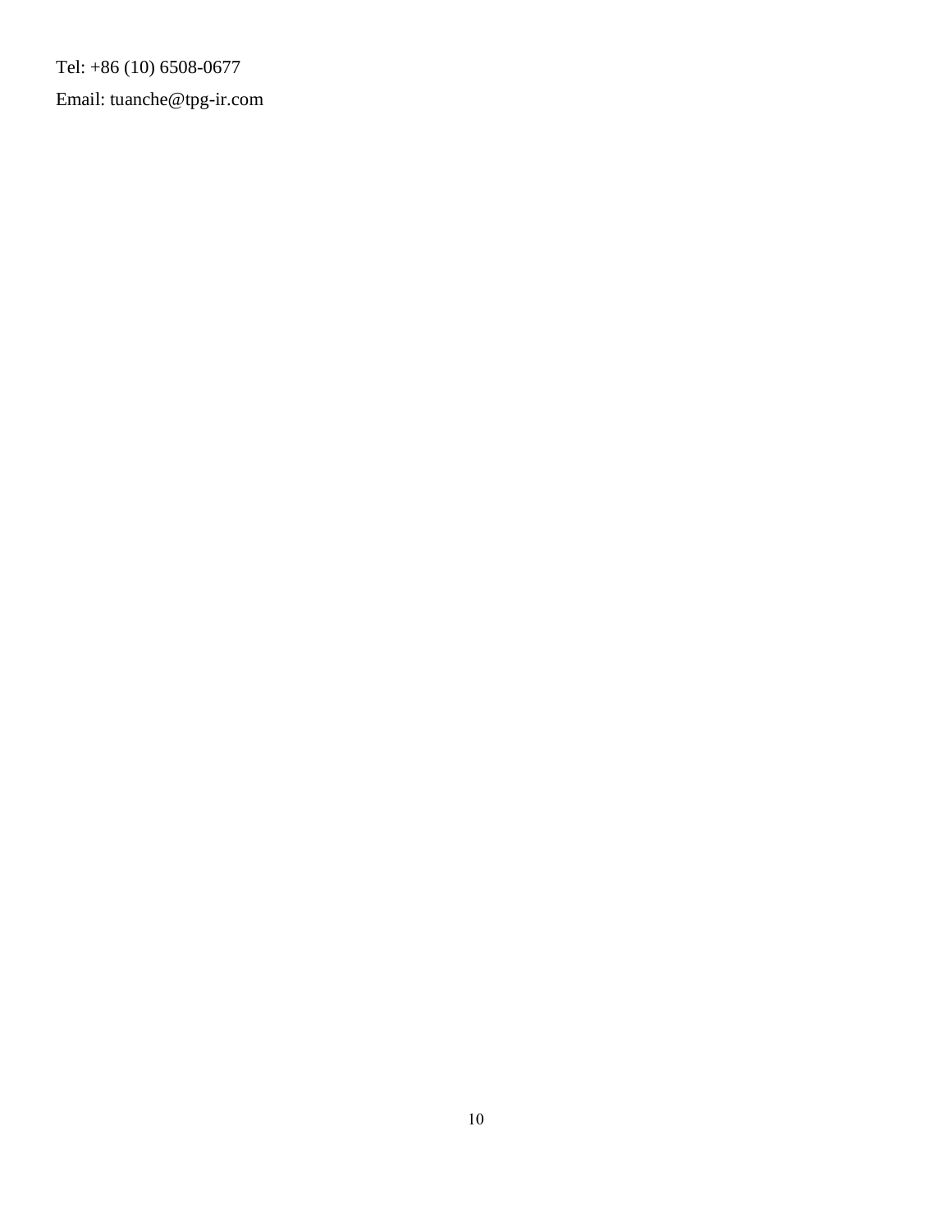Tel: +86 (10) 6508-0677

Email: tuanche@tpg-ir.com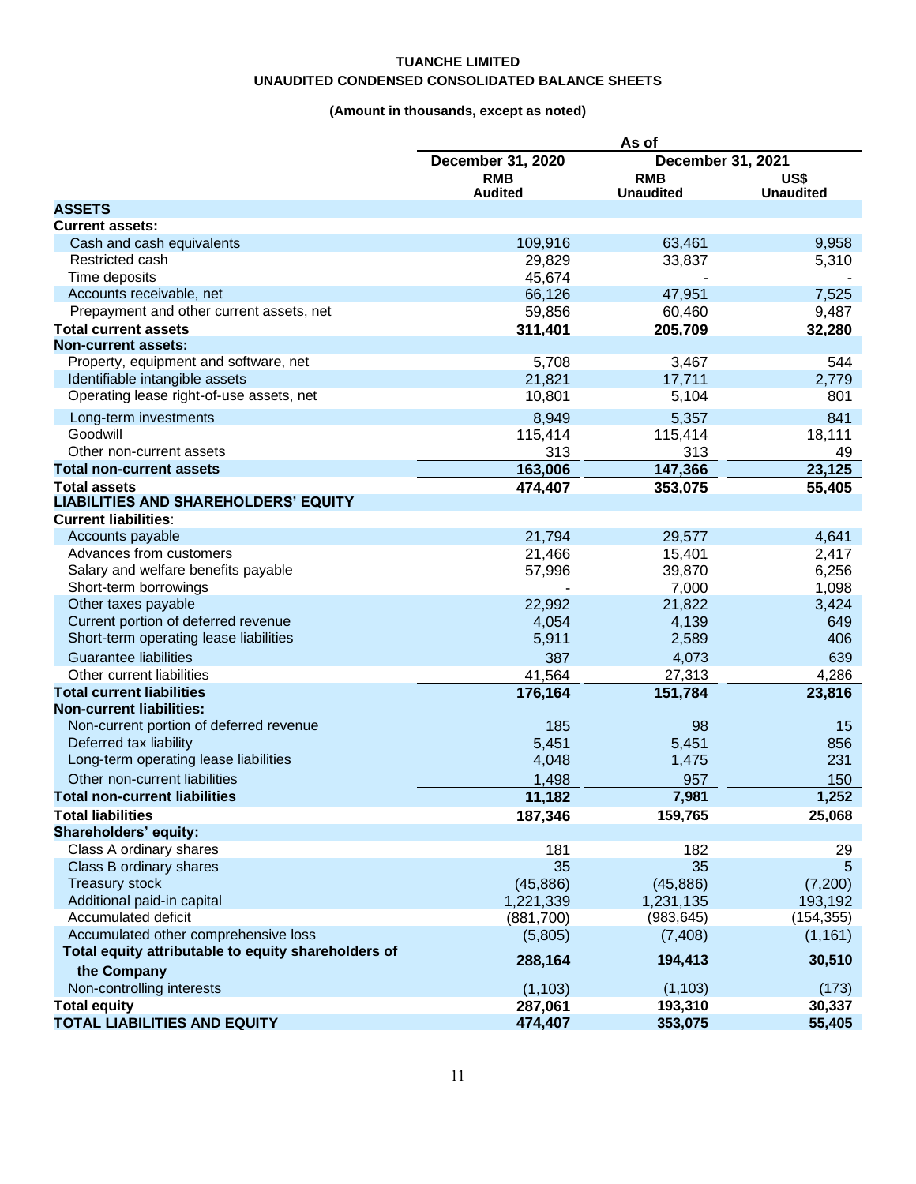# TUANCHE LIMITED

## UNAUDITED CONDENSED CONSOLIDATED BALANCE SHEETS

**(Amount in thousands, except as noted)**

| | As of | | |
|---|---|---|---|
| | December 31, 2020 | December 31, 2021 | |
| | RMB Audited | RMB Unaudited | US$ Unaudited |
| **ASSETS** | | | |
| **Current assets:** | | | |
| Cash and cash equivalents | 109,916 | 63,461 | 9,958 |
| Restricted cash | 29,829 | 33,837 | 5,310 |
| Time deposits | 45,674 | - | - |
| Accounts receivable, net | 66,126 | 47,951 | 7,525 |
| Prepayment and other current assets, net | 59,856 | 60,460 | 9,487 |
| **Total current assets** | **311,401** | **205,709** | **32,280** |
| **Non-current assets:** | | | |
| Property, equipment and software, net | 5,708 | 3,467 | 544 |
| Identifiable intangible assets | 21,821 | 17,711 | 2,779 |
| Operating lease right-of-use assets, net | 10,801 | 5,104 | 801 |
| Long-term investments | 8,949 | 5,357 | 841 |
| Goodwill | 115,414 | 115,414 | 18,111 |
| Other non-current assets | 313 | 313 | 49 |
| **Total non-current assets** | **163,006** | **147,366** | **23,125** |
| **Total assets** | **474,407** | **353,075** | **55,405** |
| **LIABILITIES AND SHAREHOLDERS' EQUITY** | | | |
| **Current liabilities:** | | | |
| Accounts payable | 21,794 | 29,577 | 4,641 |
| Advances from customers | 21,466 | 15,401 | 2,417 |
| Salary and welfare benefits payable | 57,996 | 39,870 | 6,256 |
| Short-term borrowings | - | 7,000 | 1,098 |
| Other taxes payable | 22,992 | 21,822 | 3,424 |
| Current portion of deferred revenue | 4,054 | 4,139 | 649 |
| Short-term operating lease liabilities | 5,911 | 2,589 | 406 |
| Guarantee liabilities | 387 | 4,073 | 639 |
| Other current liabilities | 41,564 | 27,313 | 4,286 |
| **Total current liabilities** | **176,164** | **151,784** | **23,816** |
| **Non-current liabilities:** | | | |
| Non-current portion of deferred revenue | 185 | 98 | 15 |
| Deferred tax liability | 5,451 | 5,451 | 856 |
| Long-term operating lease liabilities | 4,048 | 1,475 | 231 |
| Other non-current liabilities | 1,498 | 957 | 150 |
| **Total non-current liabilities** | **11,182** | **7,981** | **1,252** |
| **Total liabilities** | **187,346** | **159,765** | **25,068** |
| **Shareholders' equity:** | | | |
| Class A ordinary shares | 181 | 182 | 29 |
| Class B ordinary shares | 35 | 35 | 5 |
| Treasury stock | (45,886) | (45,886) | (7,200) |
| Additional paid-in capital | 1,221,339 | 1,231,135 | 193,192 |
| Accumulated deficit | (881,700) | (983,645) | (154,355) |
| Accumulated other comprehensive loss | (5,805) | (7,408) | (1,161) |
| **Total equity attributable to equity shareholders of the Company** | **288,164** | **194,413** | **30,510** |
| Non-controlling interests | (1,103) | (1,103) | (173) |
| **Total equity** | **287,061** | **193,310** | **30,337** |
| **TOTAL LIABILITIES AND EQUITY** | **474,407** | **353,075** | **55,405** |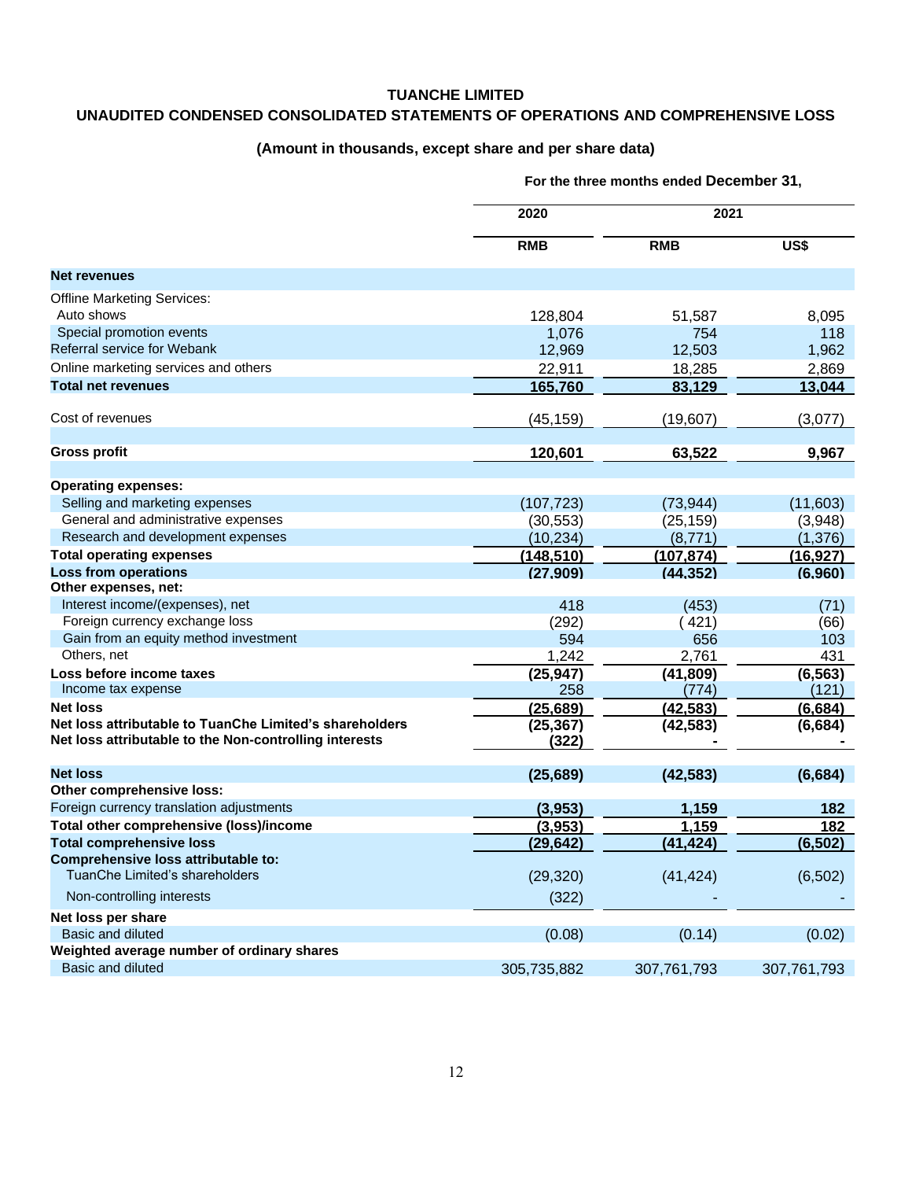**TUANCHE LIMITED**

**UNAUDITED CONDENSED CONSOLIDATED STATEMENTS OF OPERATIONS AND COMPREHENSIVE LOSS**

**(Amount in thousands, except share and per share data)**

| | For the three months ended December 31, | | |
|---|---|---|---|
| | 2020 | 2021 | |
| | RMB | RMB | US$ |
| **Net revenues** | | | |
| Offline Marketing Services: | | | |
| Auto shows | 128,804 | 51,587 | 8,095 |
| Special promotion events | 1,076 | 754 | 118 |
| Referral service for Webank | 12,969 | 12,503 | 1,962 |
| Online marketing services and others | 22,911 | 18,285 | 2,869 |
| **Total net revenues** | **165,760** | **83,129** | **13,044** |
| Cost of revenues | (45,159) | (19,607) | (3,077) |
| **Gross profit** | **120,601** | **63,522** | **9,967** |
| **Operating expenses:** | | | |
| Selling and marketing expenses | (107,723) | (73,944) | (11,603) |
| General and administrative expenses | (30,553) | (25,159) | (3,948) |
| Research and development expenses | (10,234) | (8,771) | (1,376) |
| **Total operating expenses** | **(148,510)** | **(107,874)** | **(16,927)** |
| **Loss from operations** | **(27,909)** | **(44,352)** | **(6,960)** |
| **Other expenses, net:** | | | |
| Interest income/(expenses), net | 418 | (453) | (71) |
| Foreign currency exchange loss | (292) | ( 421) | (66) |
| Gain from an equity method investment | 594 | 656 | 103 |
| Others, net | 1,242 | 2,761 | 431 |
| **Loss before income taxes** | **(25,947)** | **(41,809)** | **(6,563)** |
| Income tax expense | 258 | (774) | (121) |
| **Net loss** | **(25,689)** | **(42,583)** | **(6,684)** |
| **Net loss attributable to TuanChe Limited's shareholders** | **(25,367)** | **(42,583)** | **(6,684)** |
| **Net loss attributable to the Non-controlling interests** | **(322)** | **-** | **-** |
| **Net loss** | **(25,689)** | **(42,583)** | **(6,684)** |
| **Other comprehensive loss:** | | | |
| Foreign currency translation adjustments | **(3,953)** | **1,159** | **182** |
| **Total other comprehensive (loss)/income** | **(3,953)** | **1,159** | **182** |
| **Total comprehensive loss** | **(29,642)** | **(41,424)** | **(6,502)** |
| **Comprehensive loss attributable to:** | | | |
| TuanChe Limited's shareholders | (29,320) | (41,424) | (6,502) |
| Non-controlling interests | (322) | - | - |
| **Net loss per share** | | | |
| Basic and diluted | (0.08) | (0.14) | (0.02) |
| **Weighted average number of ordinary shares** | | | |
| Basic and diluted | 305,735,882 | 307,761,793 | 307,761,793 |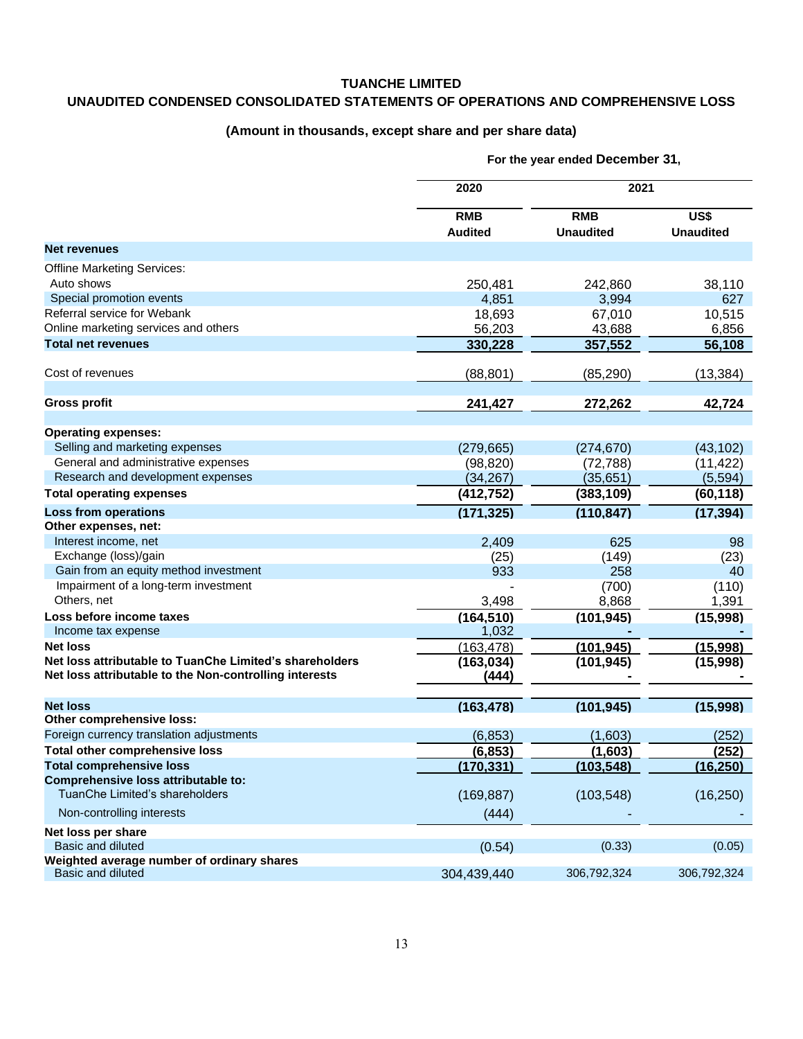**TUANCHE LIMITED**

**UNAUDITED CONDENSED CONSOLIDATED STATEMENTS OF OPERATIONS AND COMPREHENSIVE LOSS**

**(Amount in thousands, except share and per share data)**

| | For the year ended December 31, | | |
|---|---|---|---|
| | 2020 | 2021 | |
| | RMB Audited | RMB Unaudited | US$ Unaudited |
| **Net revenues** | | | |
| Offline Marketing Services: | | | |
| Auto shows | 250,481 | 242,860 | 38,110 |
| Special promotion events | 4,851 | 3,994 | 627 |
| Referral service for Webank | 18,693 | 67,010 | 10,515 |
| Online marketing services and others | 56,203 | 43,688 | 6,856 |
| **Total net revenues** | **330,228** | **357,552** | **56,108** |
| Cost of revenues | (88,801) | (85,290) | (13,384) |
| **Gross profit** | **241,427** | **272,262** | **42,724** |
| **Operating expenses:** | | | |
| Selling and marketing expenses | (279,665) | (274,670) | (43,102) |
| General and administrative expenses | (98,820) | (72,788) | (11,422) |
| Research and development expenses | (34,267) | (35,651) | (5,594) |
| **Total operating expenses** | **(412,752)** | **(383,109)** | **(60,118)** |
| **Loss from operations** | **(171,325)** | **(110,847)** | **(17,394)** |
| **Other expenses, net:** | | | |
| Interest income, net | 2,409 | 625 | 98 |
| Exchange (loss)/gain | (25) | (149) | (23) |
| Gain from an equity method investment | 933 | 258 | 40 |
| Impairment of a long-term investment | - | (700) | (110) |
| Others, net | 3,498 | 8,868 | 1,391 |
| **Loss before income taxes** | **(164,510)** | **(101,945)** | **(15,998)** |
| Income tax expense | 1,032 | - | - |
| **Net loss** | (163,478) | **(101,945)** | **(15,998)** |
| **Net loss attributable to TuanChe Limited's shareholders** | **(163,034)** | **(101,945)** | **(15,998)** |
| **Net loss attributable to the Non-controlling interests** | **(444)** | - | - |
| **Net loss** | **(163,478)** | **(101,945)** | **(15,998)** |
| **Other comprehensive loss:** | | | |
| Foreign currency translation adjustments | (6,853) | (1,603) | (252) |
| **Total other comprehensive loss** | **(6,853)** | **(1,603)** | **(252)** |
| **Total comprehensive loss** | **(170,331)** | **(103,548)** | **(16,250)** |
| **Comprehensive loss attributable to:** | | | |
| TuanChe Limited's shareholders | (169,887) | (103,548) | (16,250) |
| Non-controlling interests | (444) | - | - |
| **Net loss per share** | | | |
| Basic and diluted | (0.54) | (0.33) | (0.05) |
| **Weighted average number of ordinary shares** | | | |
| Basic and diluted | 304,439,440 | 306,792,324 | 306,792,324 |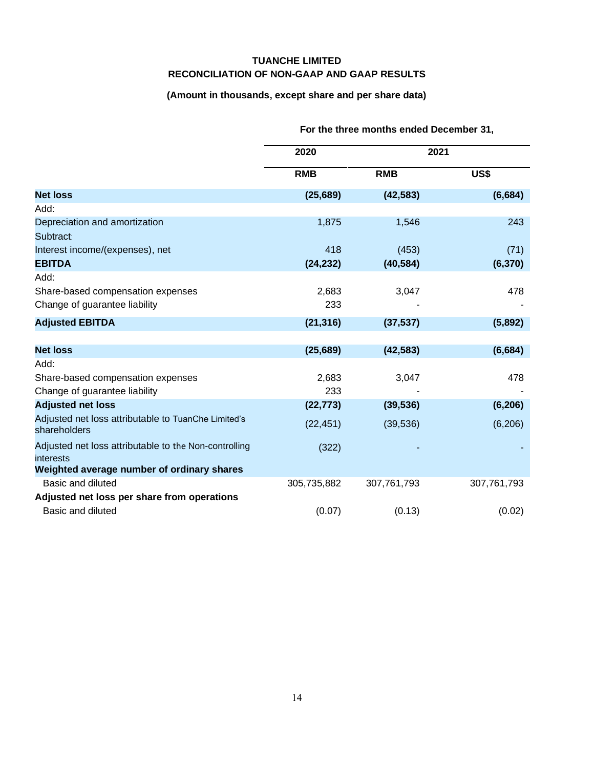**TUANCHE LIMITED**
**RECONCILIATION OF NON-GAAP AND GAAP RESULTS**

**(Amount in thousands, except share and per share data)**

| | For the three months ended December 31, | | |
|---|---|---|---|
| | 2020 | 2021 | |
| | RMB | RMB | US$ |
| **Net loss** | **(25,689)** | **(42,583)** | **(6,684)** |
| Add: | | | |
| Depreciation and amortization | 1,875 | 1,546 | 243 |
| Subtract: | | | |
| Interest income/(expenses), net | 418 | (453) | (71) |
| **EBITDA** | **(24,232)** | **(40,584)** | **(6,370)** |
| Add: | | | |
| Share-based compensation expenses | 2,683 | 3,047 | 478 |
| Change of guarantee liability | 233 | - | - |
| **Adjusted EBITDA** | **(21,316)** | **(37,537)** | **(5,892)** |
| | | | |
| **Net loss** | **(25,689)** | **(42,583)** | **(6,684)** |
| Add: | | | |
| Share-based compensation expenses | 2,683 | 3,047 | 478 |
| Change of guarantee liability | 233 | - | - |
| **Adjusted net loss** | **(22,773)** | **(39,536)** | **(6,206)** |
| Adjusted net loss attributable to TuanChe Limited's shareholders | (22,451) | (39,536) | (6,206) |
| Adjusted net loss attributable to the Non-controlling interests | (322) | - | - |
| **Weighted average number of ordinary shares** | | | |
| Basic and diluted | 305,735,882 | 307,761,793 | 307,761,793 |
| **Adjusted net loss per share from operations** | | | |
| Basic and diluted | (0.07) | (0.13) | (0.02) |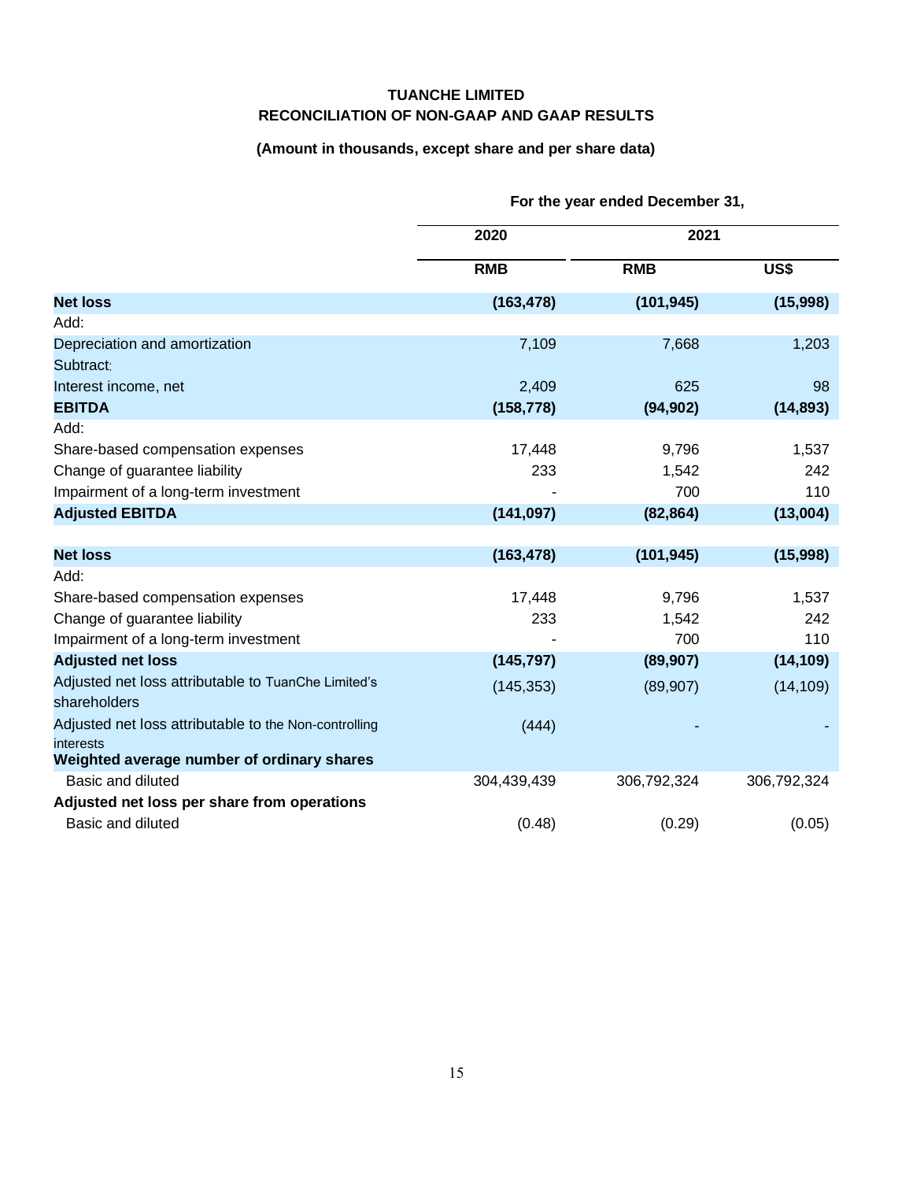**TUANCHE LIMITED**
**RECONCILIATION OF NON-GAAP AND GAAP RESULTS**

**(Amount in thousands, except share and per share data)**

| | For the year ended December 31, | | |
|---|---|---|---|
| | 2020 | 2021 | |
| | RMB | RMB | US$ |
| **Net loss** | **(163,478)** | **(101,945)** | **(15,998)** |
| Add: | | | |
| Depreciation and amortization | 7,109 | 7,668 | 1,203 |
| Subtract: | | | |
| Interest income, net | 2,409 | 625 | 98 |
| **EBITDA** | **(158,778)** | **(94,902)** | **(14,893)** |
| Add: | | | |
| Share-based compensation expenses | 17,448 | 9,796 | 1,537 |
| Change of guarantee liability | 233 | 1,542 | 242 |
| Impairment of a long-term investment | - | 700 | 110 |
| **Adjusted EBITDA** | **(141,097)** | **(82,864)** | **(13,004)** |
| | | | |
| **Net loss** | **(163,478)** | **(101,945)** | **(15,998)** |
| Add: | | | |
| Share-based compensation expenses | 17,448 | 9,796 | 1,537 |
| Change of guarantee liability | 233 | 1,542 | 242 |
| Impairment of a long-term investment | - | 700 | 110 |
| **Adjusted net loss** | **(145,797)** | **(89,907)** | **(14,109)** |
| Adjusted net loss attributable to TuanChe Limited's shareholders | (145,353) | (89,907) | (14,109) |
| Adjusted net loss attributable to the Non-controlling interests | (444) | - | - |
| **Weighted average number of ordinary shares** | | | |
| Basic and diluted | 304,439,439 | 306,792,324 | 306,792,324 |
| **Adjusted net loss per share from operations** | | | |
| Basic and diluted | (0.48) | (0.29) | (0.05) |